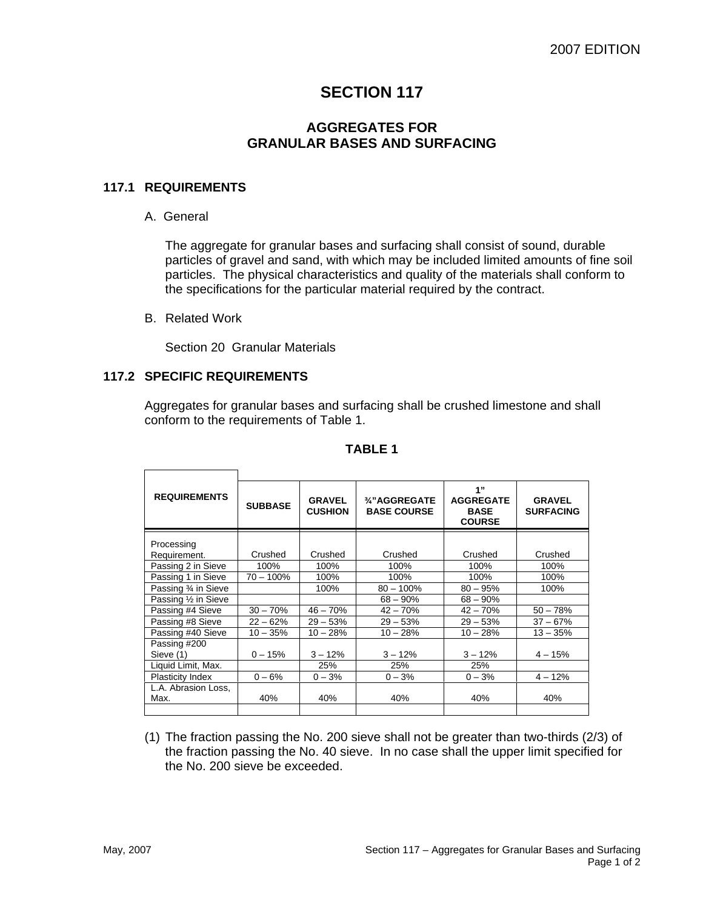# SECTION 117

## AGGREGATES FOR GRANULAR BASES AND SURFACING

### 117.1 REQUIREMENTS

A. General

The aggregate for granular bases and surfacing shall consist of sound, durable particles of gravel and sand, with which may be included limited amounts of fine soil particles. The physical characteristics and quality of the materials shall conform to the specifications for the particular material required by the contract.

B. Related Work

Section 20 Granular Materials

### 117.2 SPECIFIC REQUIREMENTS

Aggregates for granular bases and surfacing shall be crushed limestone and shall conform to the requirements of Table 1.

**TABLE 1**

| REQUIREMENTS | SUBBASE | GRAVEL CUSHION | ¾"AGGREGATE BASE COURSE | 1" AGGREGATE BASE COURSE | GRAVEL SURFACING |
|---|---|---|---|---|---|
| Processing Requirement. | Crushed | Crushed | Crushed | Crushed | Crushed |
| Passing 2 in Sieve | 100% | 100% | 100% | 100% | 100% |
| Passing 1 in Sieve | 70 – 100% | 100% | 100% | 100% | 100% |
| Passing ¾ in Sieve | | 100% | 80 – 100% | 80 – 95% | 100% |
| Passing ½ in Sieve | | | 68 – 90% | 68 – 90% | |
| Passing #4 Sieve | 30 – 70% | 46 – 70% | 42 – 70% | 42 – 70% | 50 – 78% |
| Passing #8 Sieve | 22 – 62% | 29 – 53% | 29 – 53% | 29 – 53% | 37 – 67% |
| Passing #40 Sieve | 10 – 35% | 10 – 28% | 10 – 28% | 10 – 28% | 13 – 35% |
| Passing #200 Sieve (1) | 0 – 15% | 3 – 12% | 3 – 12% | 3 – 12% | 4 – 15% |
| Liquid Limit, Max. | | 25% | 25% | 25% | |
| Plasticity Index | 0 – 6% | 0 – 3% | 0 – 3% | 0 – 3% | 4 – 12% |
| L.A. Abrasion Loss, Max. | 40% | 40% | 40% | 40% | 40% |

(1) The fraction passing the No. 200 sieve shall not be greater than two-thirds (2/3) of the fraction passing the No. 40 sieve. In no case shall the upper limit specified for the No. 200 sieve be exceeded.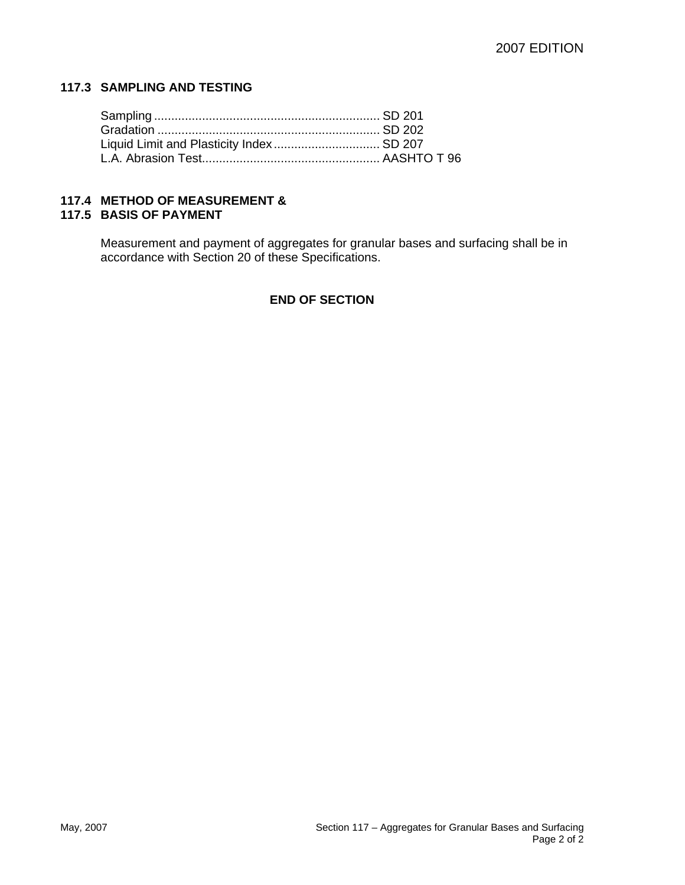### 117.3 SAMPLING AND TESTING

Sampling .................................................................. SD 201
Gradation ................................................................. SD 202
Liquid Limit and Plasticity Index ............................... SD 207
L.A. Abrasion Test.................................................... AASHTO T 96

### 117.4 METHOD OF MEASUREMENT &
### 117.5 BASIS OF PAYMENT

Measurement and payment of aggregates for granular bases and surfacing shall be in accordance with Section 20 of these Specifications.

**END OF SECTION**